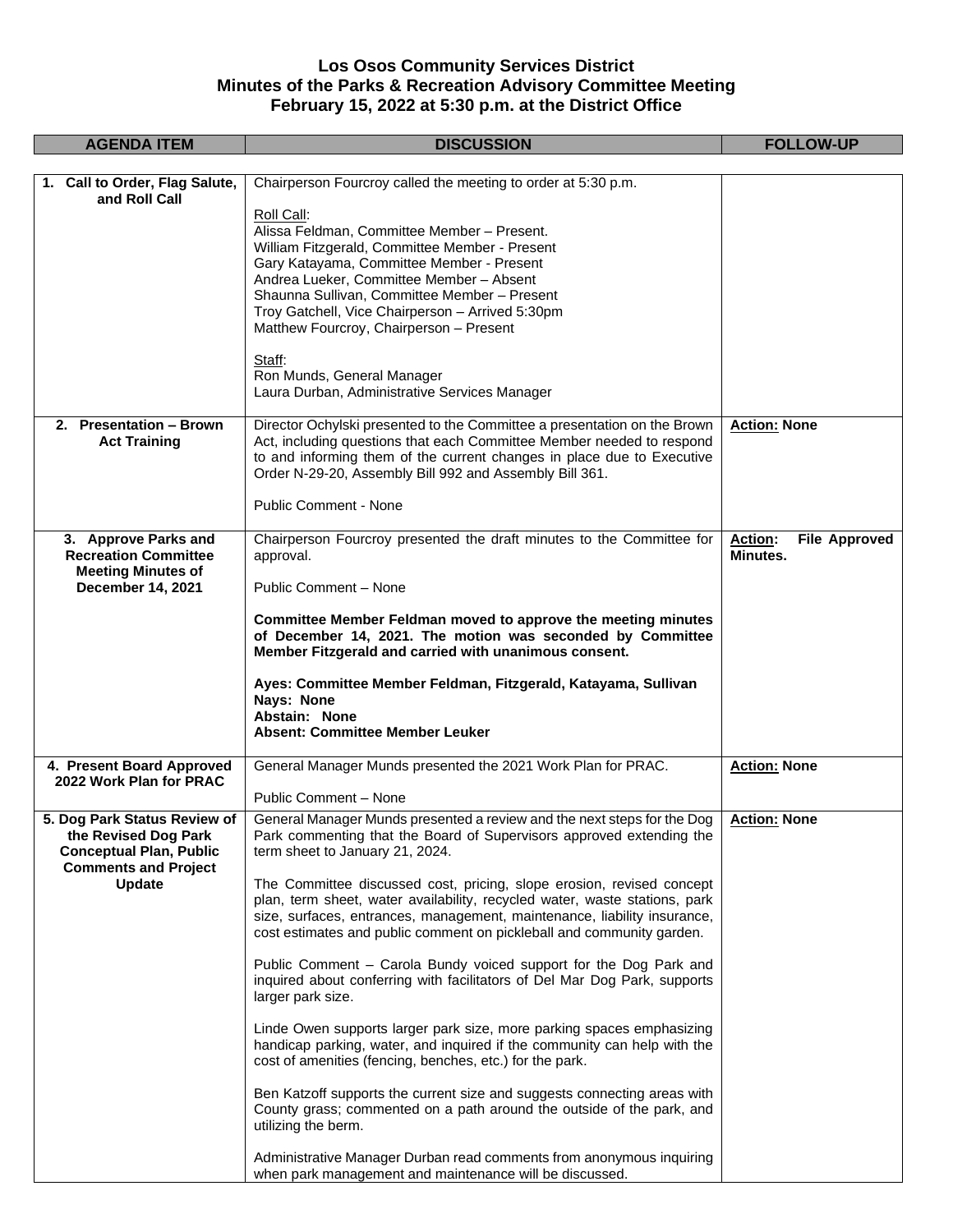# Los Osos Community Services District
## Minutes of the Parks & Recreation Advisory Committee Meeting
### February 15, 2022 at 5:30 p.m. at the District Office

| AGENDA ITEM | DISCUSSION | FOLLOW-UP |
|---|---|---|
| **1. Call to Order, Flag Salute, and Roll Call** | Chairperson Fourcroy called the meeting to order at 5:30 p.m.<br><br>Roll Call:<br>Alissa Feldman, Committee Member – Present.<br>William Fitzgerald, Committee Member - Present<br>Gary Katayama, Committee Member - Present<br>Andrea Lueker, Committee Member – Absent<br>Shaunna Sullivan, Committee Member – Present<br>Troy Gatchell, Vice Chairperson – Arrived 5:30pm<br>Matthew Fourcroy, Chairperson – Present<br><br>Staff:<br>Ron Munds, General Manager<br>Laura Durban, Administrative Services Manager | |
| **2. Presentation – Brown Act Training** | Director Ochylski presented to the Committee a presentation on the Brown Act, including questions that each Committee Member needed to respond to and informing them of the current changes in place due to Executive Order N-29-20, Assembly Bill 992 and Assembly Bill 361.<br><br>Public Comment - None | **Action: None** |
| **3. Approve Parks and Recreation Committee Meeting Minutes of December 14, 2021** | Chairperson Fourcroy presented the draft minutes to the Committee for approval.<br><br>Public Comment – None<br><br>**Committee Member Feldman moved to approve the meeting minutes of December 14, 2021. The motion was seconded by Committee Member Fitzgerald and carried with unanimous consent.**<br><br>**Ayes: Committee Member Feldman, Fitzgerald, Katayama, Sullivan**<br>**Nays: None**<br>**Abstain: None**<br>**Absent: Committee Member Leuker** | **Action: File Approved Minutes.** |
| **4. Present Board Approved 2022 Work Plan for PRAC** | General Manager Munds presented the 2021 Work Plan for PRAC.<br><br>Public Comment – None | **Action: None** |
| **5. Dog Park Status Review of the Revised Dog Park Conceptual Plan, Public Comments and Project Update** | General Manager Munds presented a review and the next steps for the Dog Park commenting that the Board of Supervisors approved extending the term sheet to January 21, 2024.<br><br>The Committee discussed cost, pricing, slope erosion, revised concept plan, term sheet, water availability, recycled water, waste stations, park size, surfaces, entrances, management, maintenance, liability insurance, cost estimates and public comment on pickleball and community garden.<br><br>Public Comment – Carola Bundy voiced support for the Dog Park and inquired about conferring with facilitators of Del Mar Dog Park, supports larger park size.<br><br>Linde Owen supports larger park size, more parking spaces emphasizing handicap parking, water, and inquired if the community can help with the cost of amenities (fencing, benches, etc.) for the park.<br><br>Ben Katzoff supports the current size and suggests connecting areas with County grass; commented on a path around the outside of the park, and utilizing the berm.<br><br>Administrative Manager Durban read comments from anonymous inquiring when park management and maintenance will be discussed. | **Action: None** |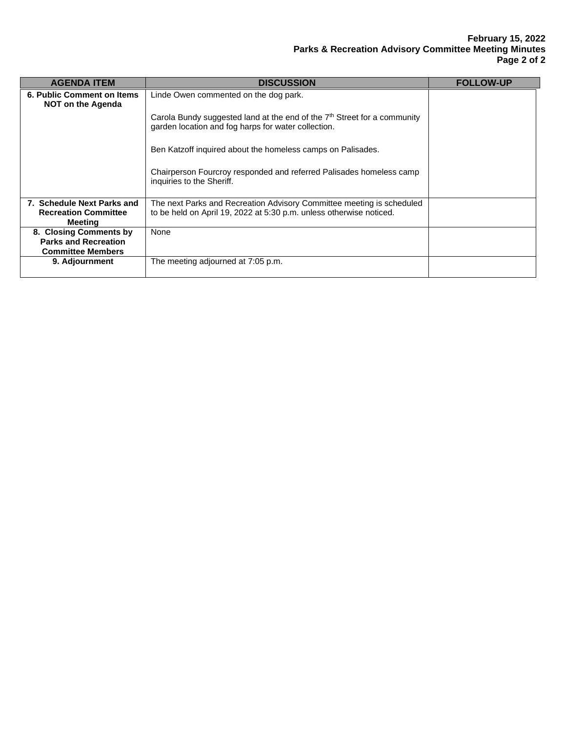| AGENDA ITEM | DISCUSSION | FOLLOW-UP |
|---|---|---|
| **6. Public Comment on Items NOT on the Agenda** | Linde Owen commented on the dog park.<br><br>Carola Bundy suggested land at the end of the 7th Street for a community garden location and fog harps for water collection.<br><br>Ben Katzoff inquired about the homeless camps on Palisades.<br><br>Chairperson Fourcroy responded and referred Palisades homeless camp inquiries to the Sheriff. | |
| **7. Schedule Next Parks and Recreation Committee Meeting** | The next Parks and Recreation Advisory Committee meeting is scheduled to be held on April 19, 2022 at 5:30 p.m. unless otherwise noticed. | |
| **8. Closing Comments by Parks and Recreation Committee Members** | None | |
| **9. Adjournment** | The meeting adjourned at 7:05 p.m. | |